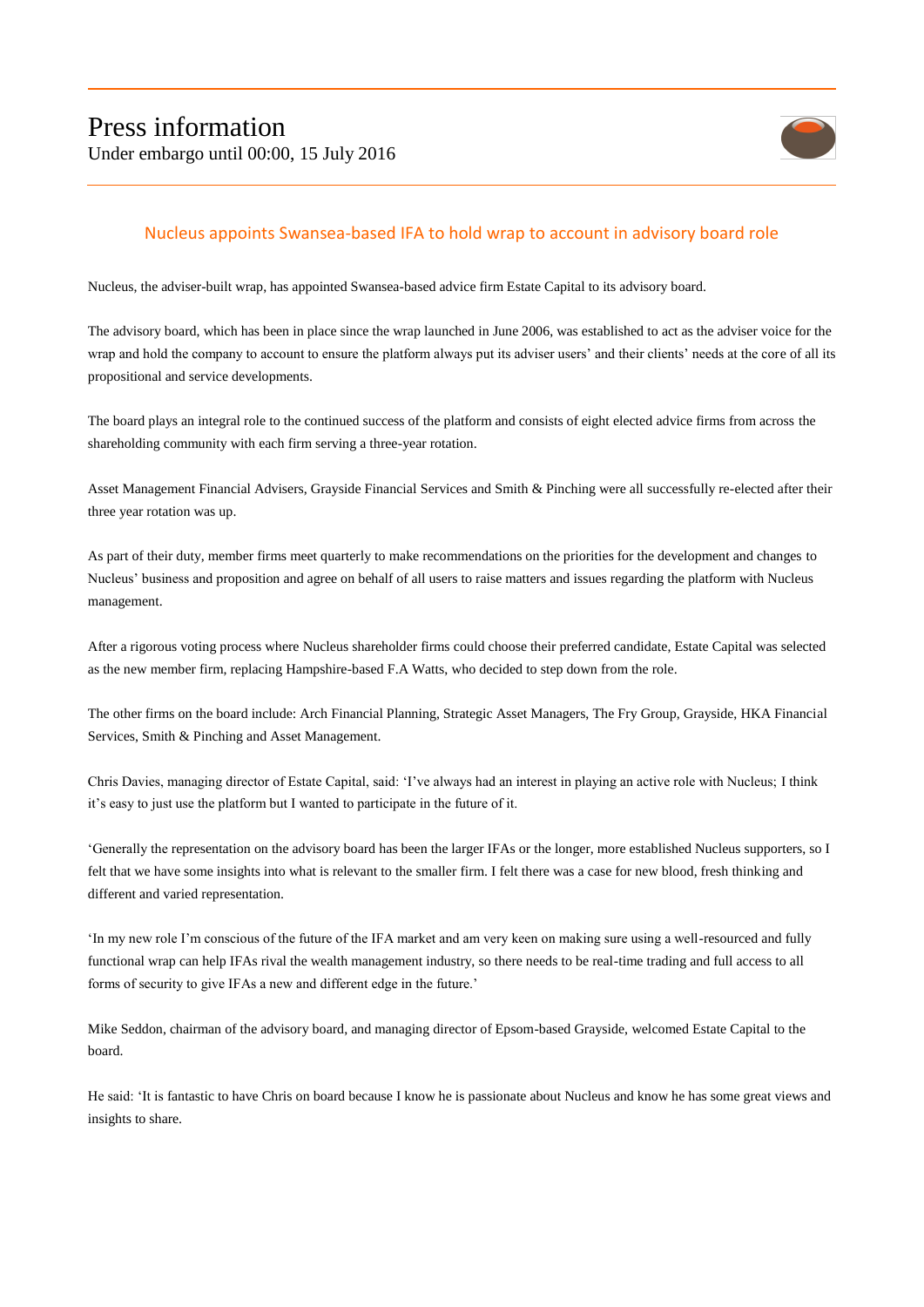# Press information

Under embargo until 00:00, 15 July 2016

## Nucleus appoints Swansea-based IFA to hold wrap to account in advisory board role

Nucleus, the adviser-built wrap, has appointed Swansea-based advice firm Estate Capital to its advisory board.

The advisory board, which has been in place since the wrap launched in June 2006, was established to act as the adviser voice for the wrap and hold the company to account to ensure the platform always put its adviser users' and their clients' needs at the core of all its propositional and service developments.

The board plays an integral role to the continued success of the platform and consists of eight elected advice firms from across the shareholding community with each firm serving a three-year rotation.

Asset Management Financial Advisers, Grayside Financial Services and Smith & Pinching were all successfully re-elected after their three year rotation was up.

As part of their duty, member firms meet quarterly to make recommendations on the priorities for the development and changes to Nucleus' business and proposition and agree on behalf of all users to raise matters and issues regarding the platform with Nucleus management.

After a rigorous voting process where Nucleus shareholder firms could choose their preferred candidate, Estate Capital was selected as the new member firm, replacing Hampshire-based F.A Watts, who decided to step down from the role.

The other firms on the board include: Arch Financial Planning, Strategic Asset Managers, The Fry Group, Grayside, HKA Financial Services, Smith & Pinching and Asset Management.

Chris Davies, managing director of Estate Capital, said: 'I've always had an interest in playing an active role with Nucleus; I think it's easy to just use the platform but I wanted to participate in the future of it.

'Generally the representation on the advisory board has been the larger IFAs or the longer, more established Nucleus supporters, so I felt that we have some insights into what is relevant to the smaller firm. I felt there was a case for new blood, fresh thinking and different and varied representation.

'In my new role I'm conscious of the future of the IFA market and am very keen on making sure using a well-resourced and fully functional wrap can help IFAs rival the wealth management industry, so there needs to be real-time trading and full access to all forms of security to give IFAs a new and different edge in the future.'

Mike Seddon, chairman of the advisory board, and managing director of Epsom-based Grayside, welcomed Estate Capital to the board.

He said: 'It is fantastic to have Chris on board because I know he is passionate about Nucleus and know he has some great views and insights to share.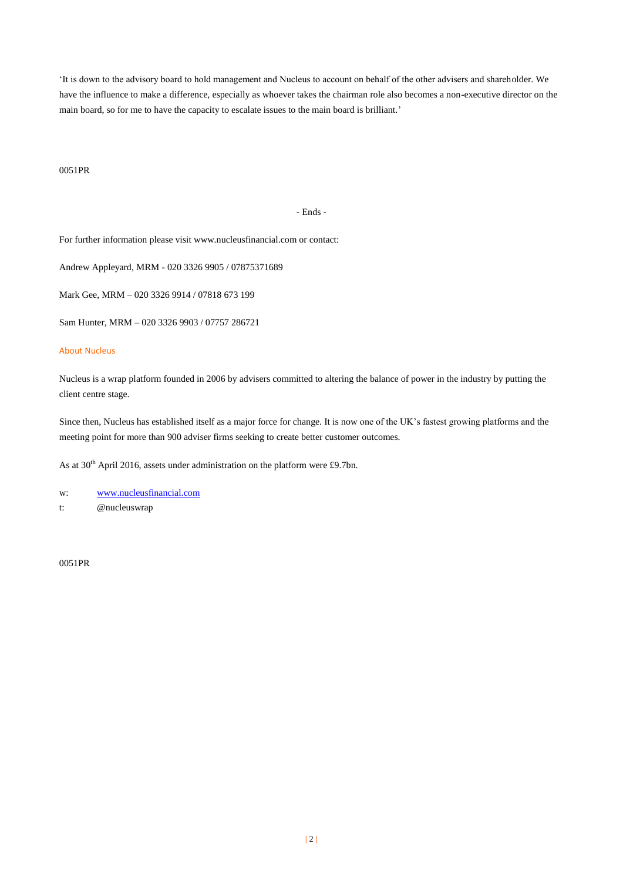'It is down to the advisory board to hold management and Nucleus to account on behalf of the other advisers and shareholder. We have the influence to make a difference, especially as whoever takes the chairman role also becomes a non-executive director on the main board, so for me to have the capacity to escalate issues to the main board is brilliant.'

0051PR

- Ends -

For further information please visit www.nucleusfinancial.com or contact:

Andrew Appleyard, MRM - 020 3326 9905 / 07875371689

Mark Gee, MRM – 020 3326 9914 / 07818 673 199

Sam Hunter, MRM – 020 3326 9903 / 07757 286721

## About Nucleus

Nucleus is a wrap platform founded in 2006 by advisers committed to altering the balance of power in the industry by putting the client centre stage.

Since then, Nucleus has established itself as a major force for change. It is now one of the UK's fastest growing platforms and the meeting point for more than 900 adviser firms seeking to create better customer outcomes.

As at 30th April 2016, assets under administration on the platform were £9.7bn.

w: [www.nucleusfinancial.com](http://www.nucleusfinancial.com)

t: @nucleuswrap

0051PR